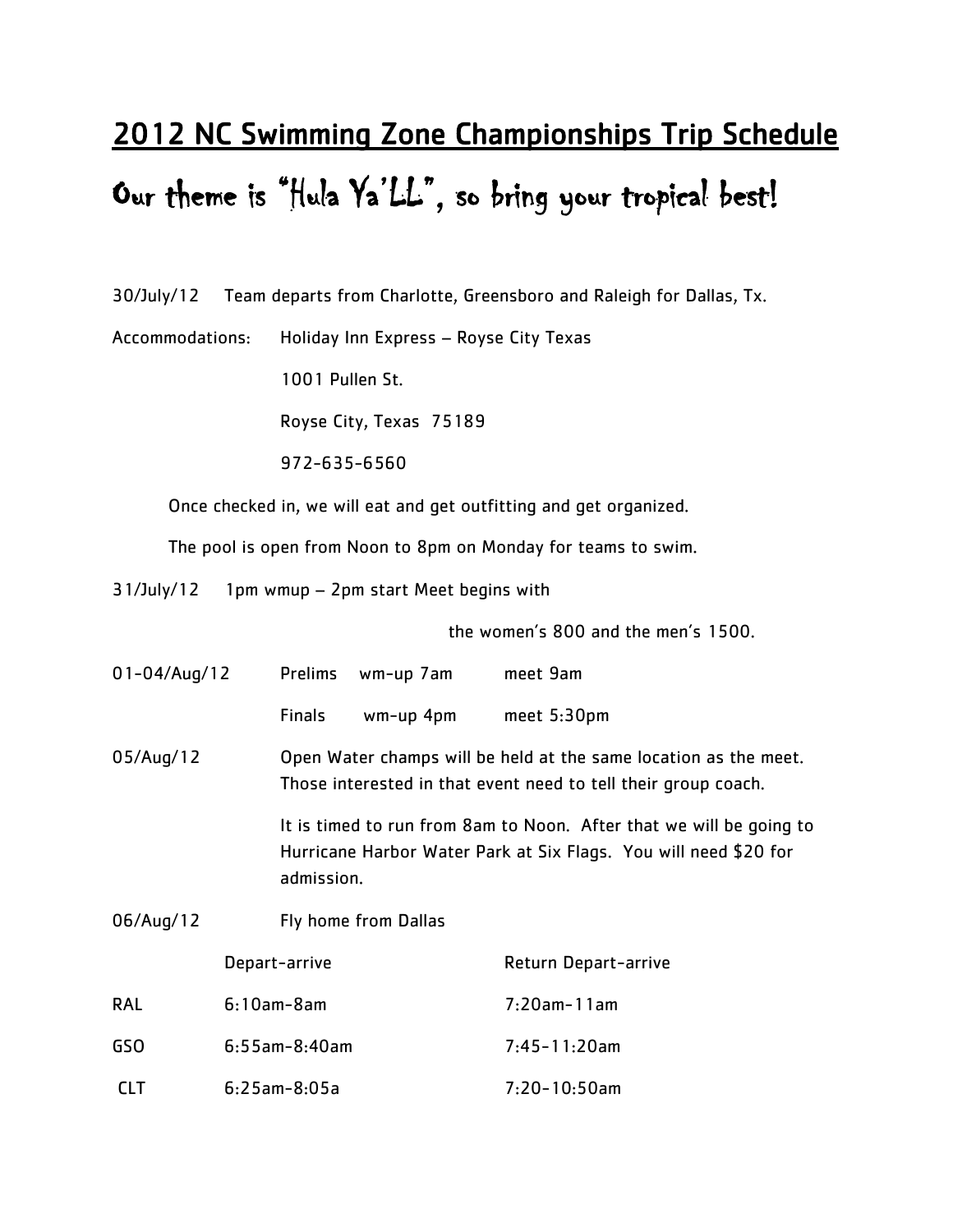# 2012 NC Swimming Zone Championships Trip Schedule

## Our theme is "Hula Ya'LL", so bring your tropical best!

30/July/12 Team departs from Charlotte, Greensboro and Raleigh for Dallas, Tx.

Accommodations: Holiday Inn Express – Royse City Texas
1001 Pullen St.
Royse City, Texas 75189
972-635-6560

Once checked in, we will eat and get outfitting and get organized.

The pool is open from Noon to 8pm on Monday for teams to swim.

31/July/12 1pm wmup – 2pm start Meet begins with the women's 800 and the men's 1500.

01-04/Aug/12

| | | |
|---|---|---|
| Prelims | wm-up 7am | meet 9am |
| Finals | wm-up 4pm | meet 5:30pm |

05/Aug/12 Open Water champs will be held at the same location as the meet. Those interested in that event need to tell their group coach.

It is timed to run from 8am to Noon. After that we will be going to Hurricane Harbor Water Park at Six Flags. You will need $20 for admission.

06/Aug/12 Fly home from Dallas

| | Depart-arrive | Return Depart-arrive |
|---|---|---|
| RAL | 6:10am-8am | 7:20am-11am |
| GSO | 6:55am-8:40am | 7:45-11:20am |
| CLT | 6:25am-8:05a | 7:20-10:50am |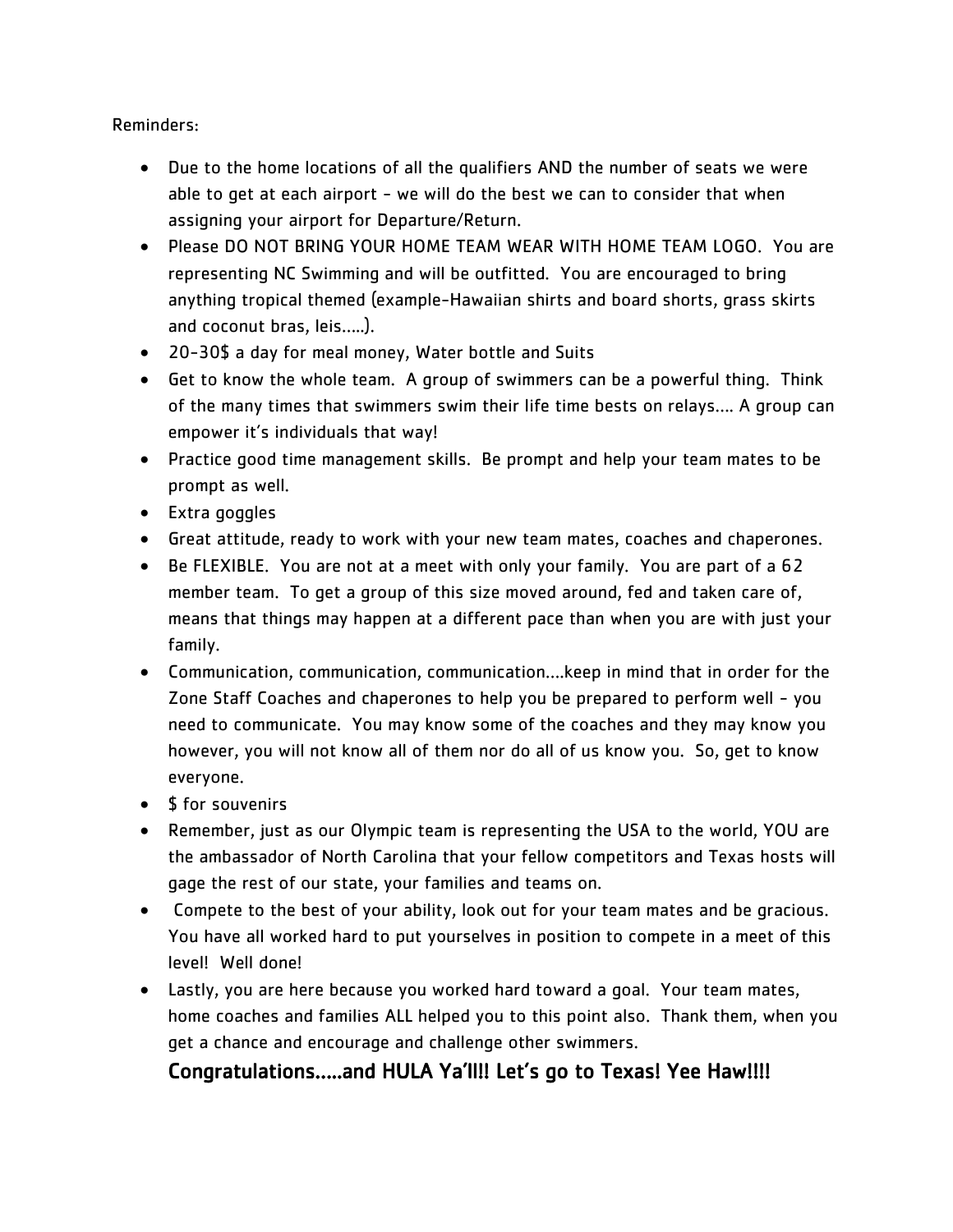Reminders:

- Due to the home locations of all the qualifiers AND the number of seats we were able to get at each airport - we will do the best we can to consider that when assigning your airport for Departure/Return.
- Please DO NOT BRING YOUR HOME TEAM WEAR WITH HOME TEAM LOGO. You are representing NC Swimming and will be outfitted. You are encouraged to bring anything tropical themed (example-Hawaiian shirts and board shorts, grass skirts and coconut bras, leis…..).
- 20-30$ a day for meal money, Water bottle and Suits
- Get to know the whole team. A group of swimmers can be a powerful thing. Think of the many times that swimmers swim their life time bests on relays…. A group can empower it's individuals that way!
- Practice good time management skills. Be prompt and help your team mates to be prompt as well.
- Extra goggles
- Great attitude, ready to work with your new team mates, coaches and chaperones.
- Be FLEXIBLE. You are not at a meet with only your family. You are part of a 62 member team. To get a group of this size moved around, fed and taken care of, means that things may happen at a different pace than when you are with just your family.
- Communication, communication, communication….keep in mind that in order for the Zone Staff Coaches and chaperones to help you be prepared to perform well - you need to communicate. You may know some of the coaches and they may know you however, you will not know all of them nor do all of us know you. So, get to know everyone.
- $ for souvenirs
- Remember, just as our Olympic team is representing the USA to the world, YOU are the ambassador of North Carolina that your fellow competitors and Texas hosts will gage the rest of our state, your families and teams on.
- Compete to the best of your ability, look out for your team mates and be gracious. You have all worked hard to put yourselves in position to compete in a meet of this level! Well done!
- Lastly, you are here because you worked hard toward a goal. Your team mates, home coaches and families ALL helped you to this point also. Thank them, when you get a chance and encourage and challenge other swimmers.

**Congratulations…..and HULA Ya'll!! Let's go to Texas! Yee Haw!!!!**